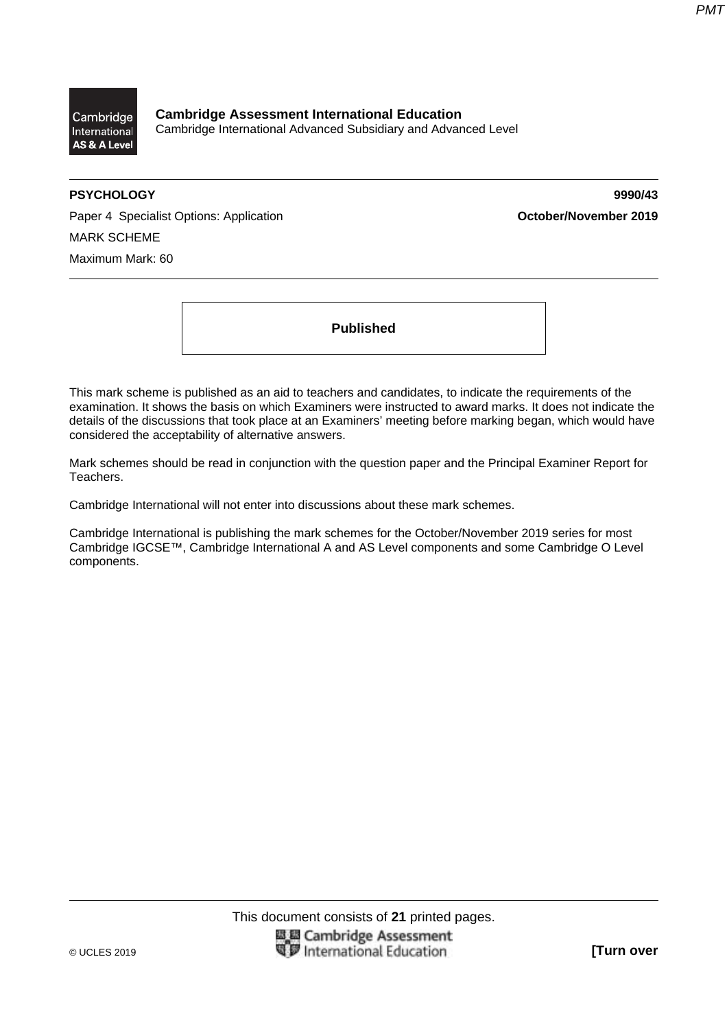**Cambridge Assessment International Education**
Cambridge International Advanced Subsidiary and Advanced Level

**PSYCHOLOGY** **9990/43**

Paper 4 Specialist Options: Application **October/November 2019**

MARK SCHEME

Maximum Mark: 60

**Published**

This mark scheme is published as an aid to teachers and candidates, to indicate the requirements of the examination. It shows the basis on which Examiners were instructed to award marks. It does not indicate the details of the discussions that took place at an Examiners' meeting before marking began, which would have considered the acceptability of alternative answers.

Mark schemes should be read in conjunction with the question paper and the Principal Examiner Report for Teachers.

Cambridge International will not enter into discussions about these mark schemes.

Cambridge International is publishing the mark schemes for the October/November 2019 series for most Cambridge IGCSE™, Cambridge International A and AS Level components and some Cambridge O Level components.

This document consists of **21** printed pages.

© UCLES 2019 **[Turn over**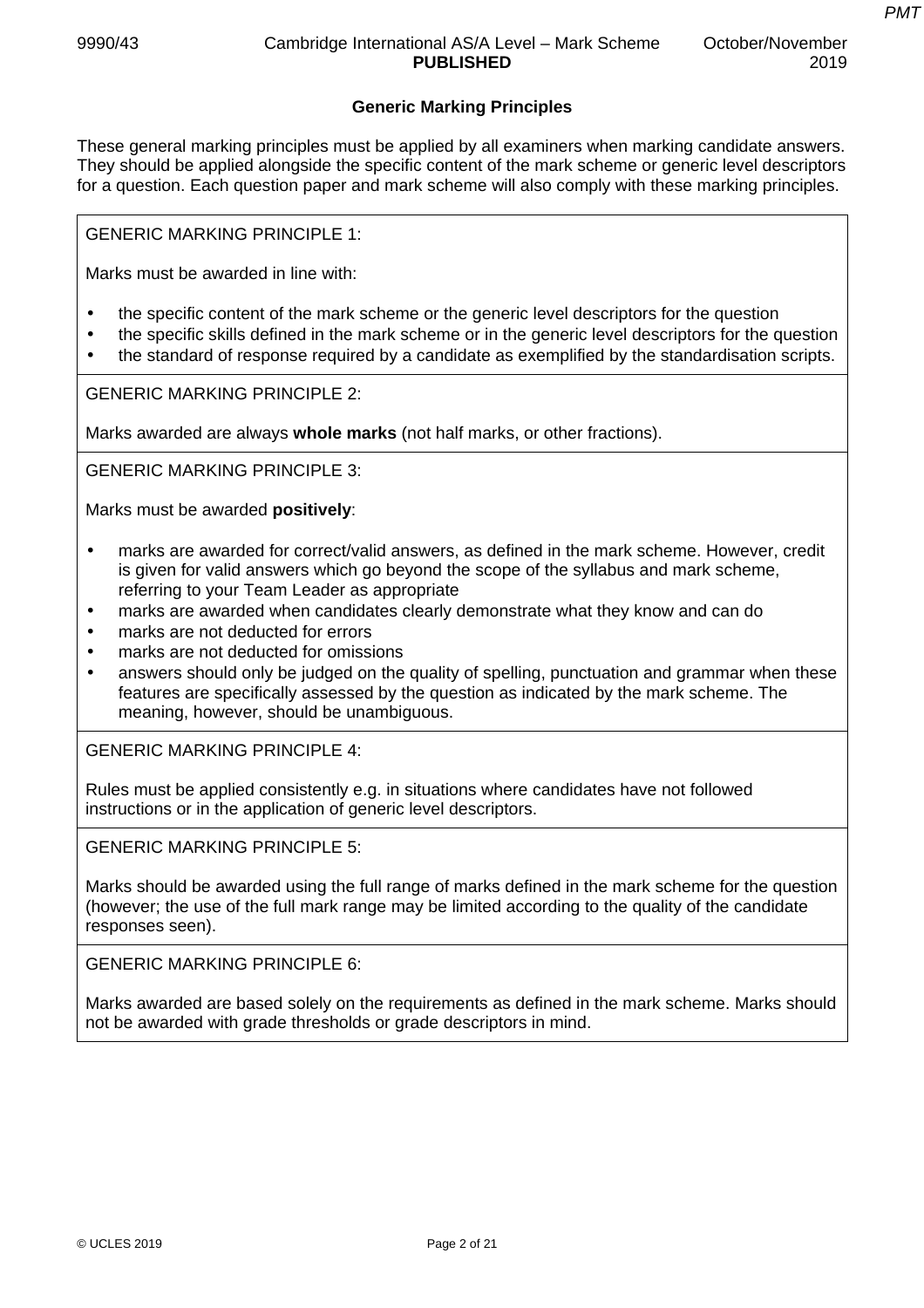## Generic Marking Principles

These general marking principles must be applied by all examiners when marking candidate answers. They should be applied alongside the specific content of the mark scheme or generic level descriptors for a question. Each question paper and mark scheme will also comply with these marking principles.

GENERIC MARKING PRINCIPLE 1:

Marks must be awarded in line with:

- the specific content of the mark scheme or the generic level descriptors for the question
- the specific skills defined in the mark scheme or in the generic level descriptors for the question
- the standard of response required by a candidate as exemplified by the standardisation scripts.

GENERIC MARKING PRINCIPLE 2:

Marks awarded are always **whole marks** (not half marks, or other fractions).

GENERIC MARKING PRINCIPLE 3:

Marks must be awarded **positively**:

- marks are awarded for correct/valid answers, as defined in the mark scheme. However, credit is given for valid answers which go beyond the scope of the syllabus and mark scheme, referring to your Team Leader as appropriate
- marks are awarded when candidates clearly demonstrate what they know and can do
- marks are not deducted for errors
- marks are not deducted for omissions
- answers should only be judged on the quality of spelling, punctuation and grammar when these features are specifically assessed by the question as indicated by the mark scheme. The meaning, however, should be unambiguous.

GENERIC MARKING PRINCIPLE 4:

Rules must be applied consistently e.g. in situations where candidates have not followed instructions or in the application of generic level descriptors.

GENERIC MARKING PRINCIPLE 5:

Marks should be awarded using the full range of marks defined in the mark scheme for the question (however; the use of the full mark range may be limited according to the quality of the candidate responses seen).

GENERIC MARKING PRINCIPLE 6:

Marks awarded are based solely on the requirements as defined in the mark scheme. Marks should not be awarded with grade thresholds or grade descriptors in mind.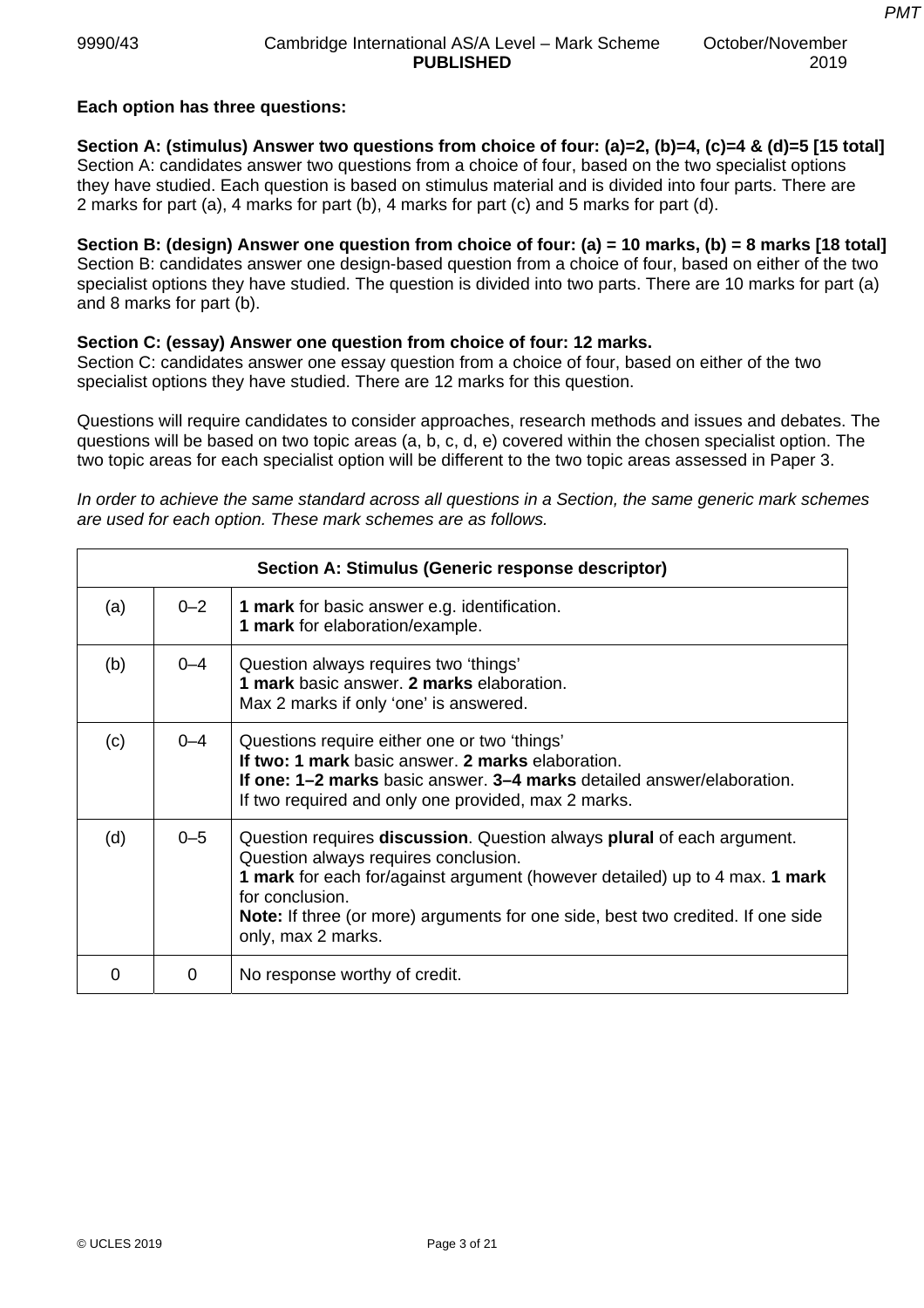**Each option has three questions:**

**Section A: (stimulus) Answer two questions from choice of four: (a)=2, (b)=4, (c)=4 & (d)=5 [15 total]**
Section A: candidates answer two questions from a choice of four, based on the two specialist options they have studied. Each question is based on stimulus material and is divided into four parts. There are 2 marks for part (a), 4 marks for part (b), 4 marks for part (c) and 5 marks for part (d).

**Section B: (design) Answer one question from choice of four: (a) = 10 marks, (b) = 8 marks [18 total]**
Section B: candidates answer one design-based question from a choice of four, based on either of the two specialist options they have studied. The question is divided into two parts. There are 10 marks for part (a) and 8 marks for part (b).

**Section C: (essay) Answer one question from choice of four: 12 marks.**
Section C: candidates answer one essay question from a choice of four, based on either of the two specialist options they have studied. There are 12 marks for this question.

Questions will require candidates to consider approaches, research methods and issues and debates. The questions will be based on two topic areas (a, b, c, d, e) covered within the chosen specialist option. The two topic areas for each specialist option will be different to the two topic areas assessed in Paper 3.

*In order to achieve the same standard across all questions in a Section, the same generic mark schemes are used for each option. These mark schemes are as follows.*

| **Section A: Stimulus (Generic response descriptor)** | | |
|---|---|---|
| (a) | 0–2 | **1 mark** for basic answer e.g. identification.<br>**1 mark** for elaboration/example. |
| (b) | 0–4 | Question always requires two 'things'<br>**1 mark** basic answer. **2 marks** elaboration.<br>Max 2 marks if only 'one' is answered. |
| (c) | 0–4 | Questions require either one or two 'things'<br>**If two: 1 mark** basic answer. **2 marks** elaboration.<br>**If one: 1–2 marks** basic answer. **3–4 marks** detailed answer/elaboration.<br>If two required and only one provided, max 2 marks. |
| (d) | 0–5 | Question requires **discussion**. Question always **plural** of each argument. Question always requires conclusion.<br>**1 mark** for each for/against argument (however detailed) up to 4 max. **1 mark** for conclusion.<br>**Note:** If three (or more) arguments for one side, best two credited. If one side only, max 2 marks. |
| 0 | 0 | No response worthy of credit. |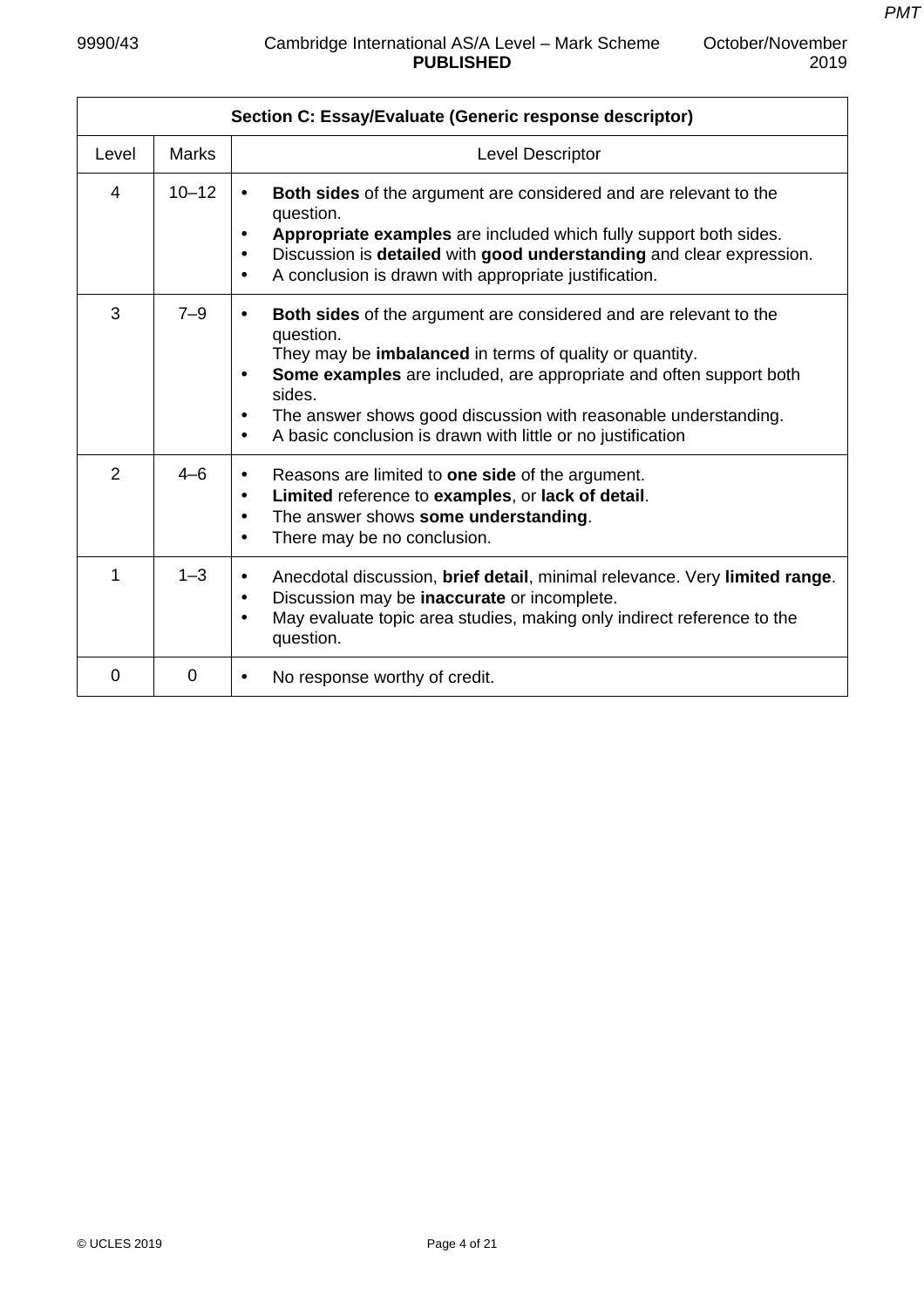| Section C: Essay/Evaluate (Generic response descriptor) | | |
|---|---|---|
| Level | Marks | Level Descriptor |
| 4 | 10–12 | • **Both sides** of the argument are considered and are relevant to the question.<br>• **Appropriate examples** are included which fully support both sides.<br>• Discussion is **detailed** with **good understanding** and clear expression.<br>• A conclusion is drawn with appropriate justification. |
| 3 | 7–9 | • **Both sides** of the argument are considered and are relevant to the question. They may be **imbalanced** in terms of quality or quantity.<br>• **Some examples** are included, are appropriate and often support both sides.<br>• The answer shows good discussion with reasonable understanding.<br>• A basic conclusion is drawn with little or no justification |
| 2 | 4–6 | • Reasons are limited to **one side** of the argument.<br>• **Limited** reference to **examples**, or **lack of detail**.<br>• The answer shows **some understanding**.<br>• There may be no conclusion. |
| 1 | 1–3 | • Anecdotal discussion, **brief detail**, minimal relevance. Very **limited range**.<br>• Discussion may be **inaccurate** or incomplete.<br>• May evaluate topic area studies, making only indirect reference to the question. |
| 0 | 0 | • No response worthy of credit. |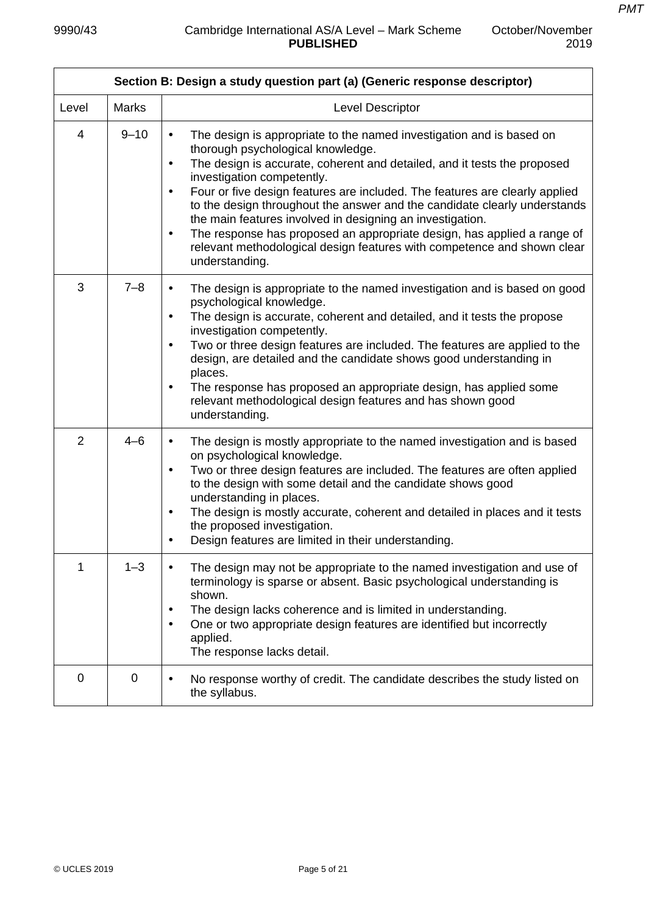| Section B: Design a study question part (a) (Generic response descriptor) | | |
|---|---|---|
| Level | Marks | Level Descriptor |
| 4 | 9–10 | • The design is appropriate to the named investigation and is based on thorough psychological knowledge.<br>• The design is accurate, coherent and detailed, and it tests the proposed investigation competently.<br>• Four or five design features are included. The features are clearly applied to the design throughout the answer and the candidate clearly understands the main features involved in designing an investigation.<br>• The response has proposed an appropriate design, has applied a range of relevant methodological design features with competence and shown clear understanding. |
| 3 | 7–8 | • The design is appropriate to the named investigation and is based on good psychological knowledge.<br>• The design is accurate, coherent and detailed, and it tests the propose investigation competently.<br>• Two or three design features are included. The features are applied to the design, are detailed and the candidate shows good understanding in places.<br>• The response has proposed an appropriate design, has applied some relevant methodological design features and has shown good understanding. |
| 2 | 4–6 | • The design is mostly appropriate to the named investigation and is based on psychological knowledge.<br>• Two or three design features are included. The features are often applied to the design with some detail and the candidate shows good understanding in places.<br>• The design is mostly accurate, coherent and detailed in places and it tests the proposed investigation.<br>• Design features are limited in their understanding. |
| 1 | 1–3 | • The design may not be appropriate to the named investigation and use of terminology is sparse or absent. Basic psychological understanding is shown.<br>• The design lacks coherence and is limited in understanding.<br>• One or two appropriate design features are identified but incorrectly applied.<br>The response lacks detail. |
| 0 | 0 | • No response worthy of credit. The candidate describes the study listed on the syllabus. |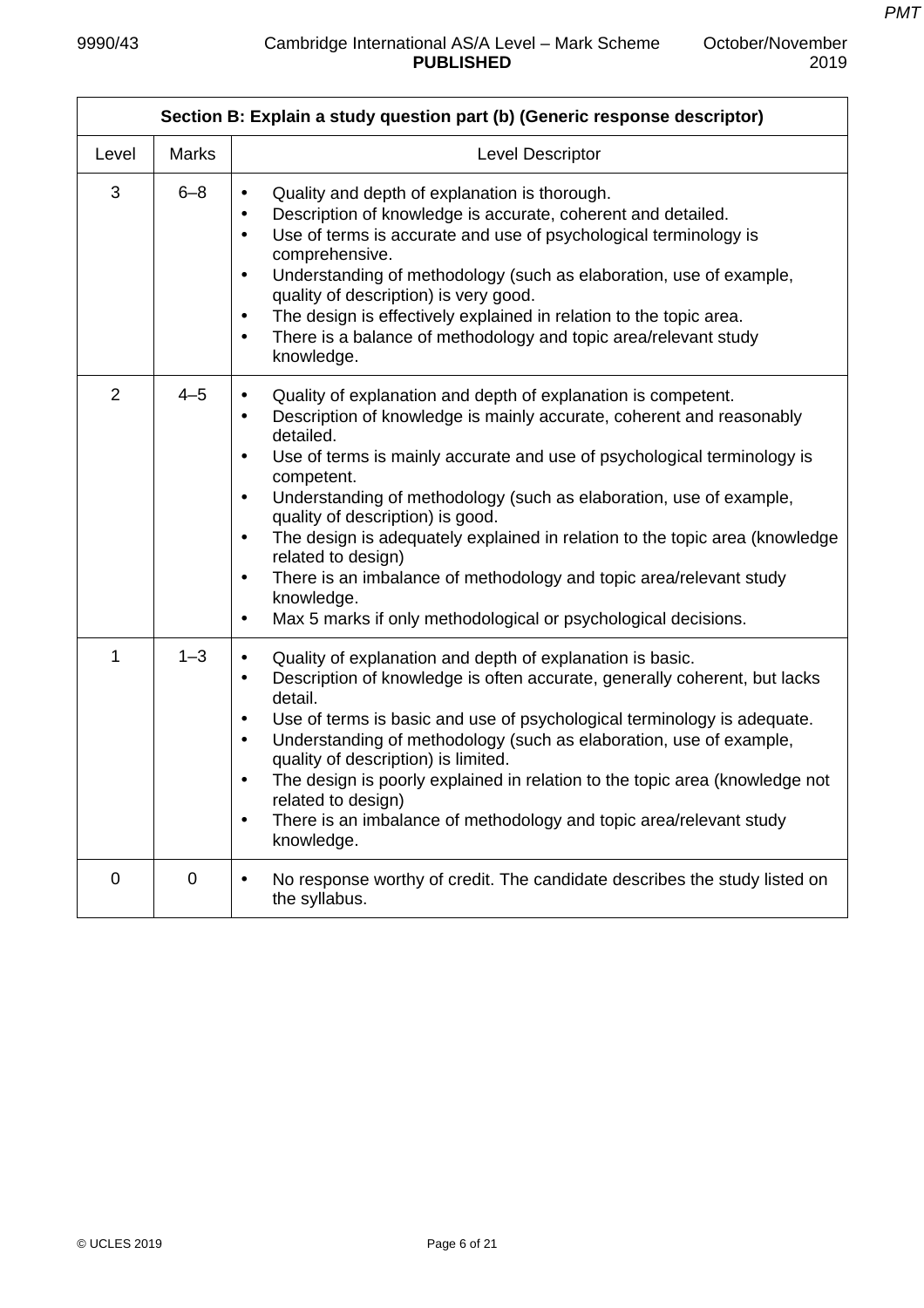| Section B: Explain a study question part (b) (Generic response descriptor) | | |
|---|---|---|
| Level | Marks | Level Descriptor |
| 3 | 6–8 | • Quality and depth of explanation is thorough.<br>• Description of knowledge is accurate, coherent and detailed.<br>• Use of terms is accurate and use of psychological terminology is comprehensive.<br>• Understanding of methodology (such as elaboration, use of example, quality of description) is very good.<br>• The design is effectively explained in relation to the topic area.<br>• There is a balance of methodology and topic area/relevant study knowledge. |
| 2 | 4–5 | • Quality of explanation and depth of explanation is competent.<br>• Description of knowledge is mainly accurate, coherent and reasonably detailed.<br>• Use of terms is mainly accurate and use of psychological terminology is competent.<br>• Understanding of methodology (such as elaboration, use of example, quality of description) is good.<br>• The design is adequately explained in relation to the topic area (knowledge related to design)<br>• There is an imbalance of methodology and topic area/relevant study knowledge.<br>• Max 5 marks if only methodological or psychological decisions. |
| 1 | 1–3 | • Quality of explanation and depth of explanation is basic.<br>• Description of knowledge is often accurate, generally coherent, but lacks detail.<br>• Use of terms is basic and use of psychological terminology is adequate.<br>• Understanding of methodology (such as elaboration, use of example, quality of description) is limited.<br>• The design is poorly explained in relation to the topic area (knowledge not related to design)<br>• There is an imbalance of methodology and topic area/relevant study knowledge. |
| 0 | 0 | • No response worthy of credit. The candidate describes the study listed on the syllabus. |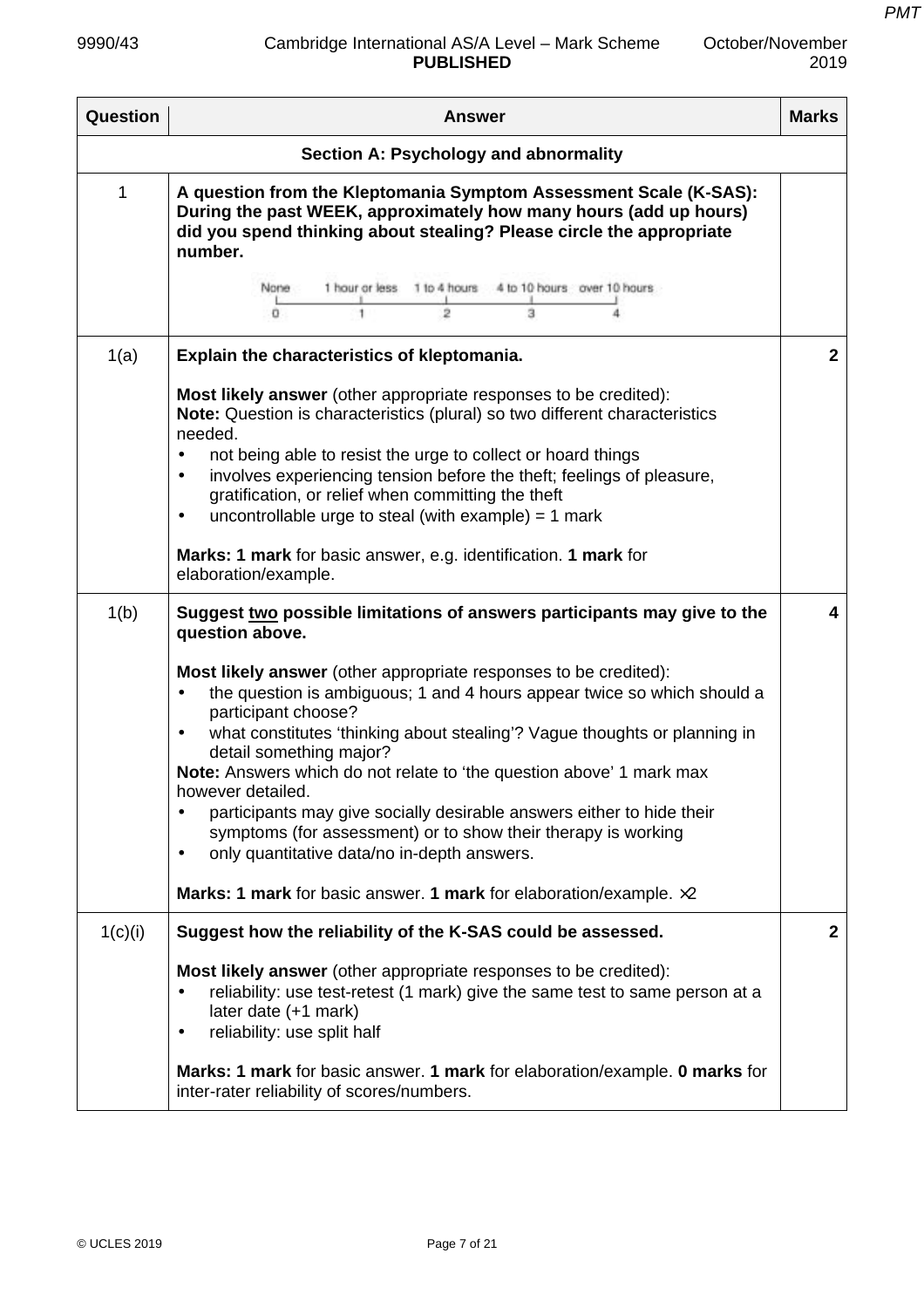| Question | Answer | Marks |
|---|---|---|
| | **Section A: Psychology and abnormality** | |
| 1 | **A question from the Kleptomania Symptom Assessment Scale (K-SAS): During the past WEEK, approximately how many hours (add up hours) did you spend thinking about stealing? Please circle the appropriate number.**<br><br>None (0) — 1 hour or less (1) — 1 to 4 hours (2) — 4 to 10 hours (3) — over 10 hours (4) | |
| 1(a) | **Explain the characteristics of kleptomania.**<br><br>**Most likely answer** (other appropriate responses to be credited):<br>**Note:** Question is characteristics (plural) so two different characteristics needed.<br>• not being able to resist the urge to collect or hoard things<br>• involves experiencing tension before the theft; feelings of pleasure, gratification, or relief when committing the theft<br>• uncontrollable urge to steal (with example) = 1 mark<br><br>**Marks: 1 mark** for basic answer, e.g. identification. **1 mark** for elaboration/example. | **2** |
| 1(b) | **Suggest two possible limitations of answers participants may give to the question above.**<br><br>**Most likely answer** (other appropriate responses to be credited):<br>• the question is ambiguous; 1 and 4 hours appear twice so which should a participant choose?<br>• what constitutes 'thinking about stealing'? Vague thoughts or planning in detail something major?<br>**Note:** Answers which do not relate to 'the question above' 1 mark max however detailed.<br>• participants may give socially desirable answers either to hide their symptoms (for assessment) or to show their therapy is working<br>• only quantitative data/no in-depth answers.<br><br>**Marks: 1 mark** for basic answer. **1 mark** for elaboration/example. ×2 | **4** |
| 1(c)(i) | **Suggest how the reliability of the K-SAS could be assessed.**<br><br>**Most likely answer** (other appropriate responses to be credited):<br>• reliability: use test-retest (1 mark) give the same test to same person at a later date (+1 mark)<br>• reliability: use split half<br><br>**Marks: 1 mark** for basic answer. **1 mark** for elaboration/example. **0 marks** for inter-rater reliability of scores/numbers. | **2** |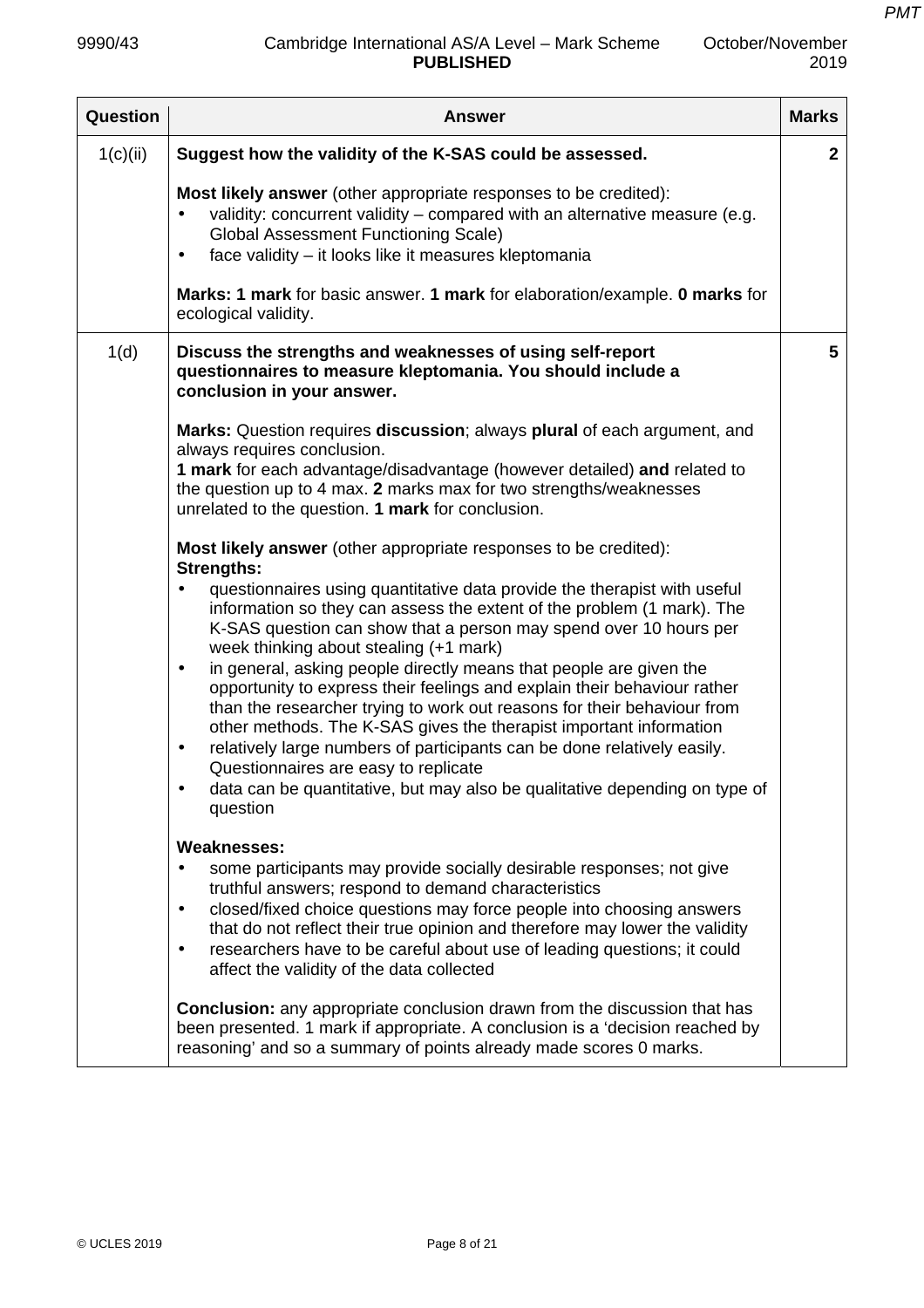| Question | Answer | Marks |
|---|---|---|
| 1(c)(ii) | **Suggest how the validity of the K-SAS could be assessed.**<br><br>**Most likely answer** (other appropriate responses to be credited):<br>• validity: concurrent validity – compared with an alternative measure (e.g. Global Assessment Functioning Scale)<br>• face validity – it looks like it measures kleptomania<br><br>**Marks: 1 mark** for basic answer. **1 mark** for elaboration/example. **0 marks** for ecological validity. | **2** |
| 1(d) | **Discuss the strengths and weaknesses of using self-report questionnaires to measure kleptomania. You should include a conclusion in your answer.**<br><br>**Marks:** Question requires **discussion**; always **plural** of each argument, and always requires conclusion.<br>**1 mark** for each advantage/disadvantage (however detailed) **and** related to the question up to 4 max. **2** marks max for two strengths/weaknesses unrelated to the question. **1 mark** for conclusion.<br><br>**Most likely answer** (other appropriate responses to be credited):<br>**Strengths:**<br>• questionnaires using quantitative data provide the therapist with useful information so they can assess the extent of the problem (1 mark). The K-SAS question can show that a person may spend over 10 hours per week thinking about stealing (+1 mark)<br>• in general, asking people directly means that people are given the opportunity to express their feelings and explain their behaviour rather than the researcher trying to work out reasons for their behaviour from other methods. The K-SAS gives the therapist important information<br>• relatively large numbers of participants can be done relatively easily. Questionnaires are easy to replicate<br>• data can be quantitative, but may also be qualitative depending on type of question<br><br>**Weaknesses:**<br>• some participants may provide socially desirable responses; not give truthful answers; respond to demand characteristics<br>• closed/fixed choice questions may force people into choosing answers that do not reflect their true opinion and therefore may lower the validity<br>• researchers have to be careful about use of leading questions; it could affect the validity of the data collected<br><br>**Conclusion:** any appropriate conclusion drawn from the discussion that has been presented. 1 mark if appropriate. A conclusion is a 'decision reached by reasoning' and so a summary of points already made scores 0 marks. | **5** |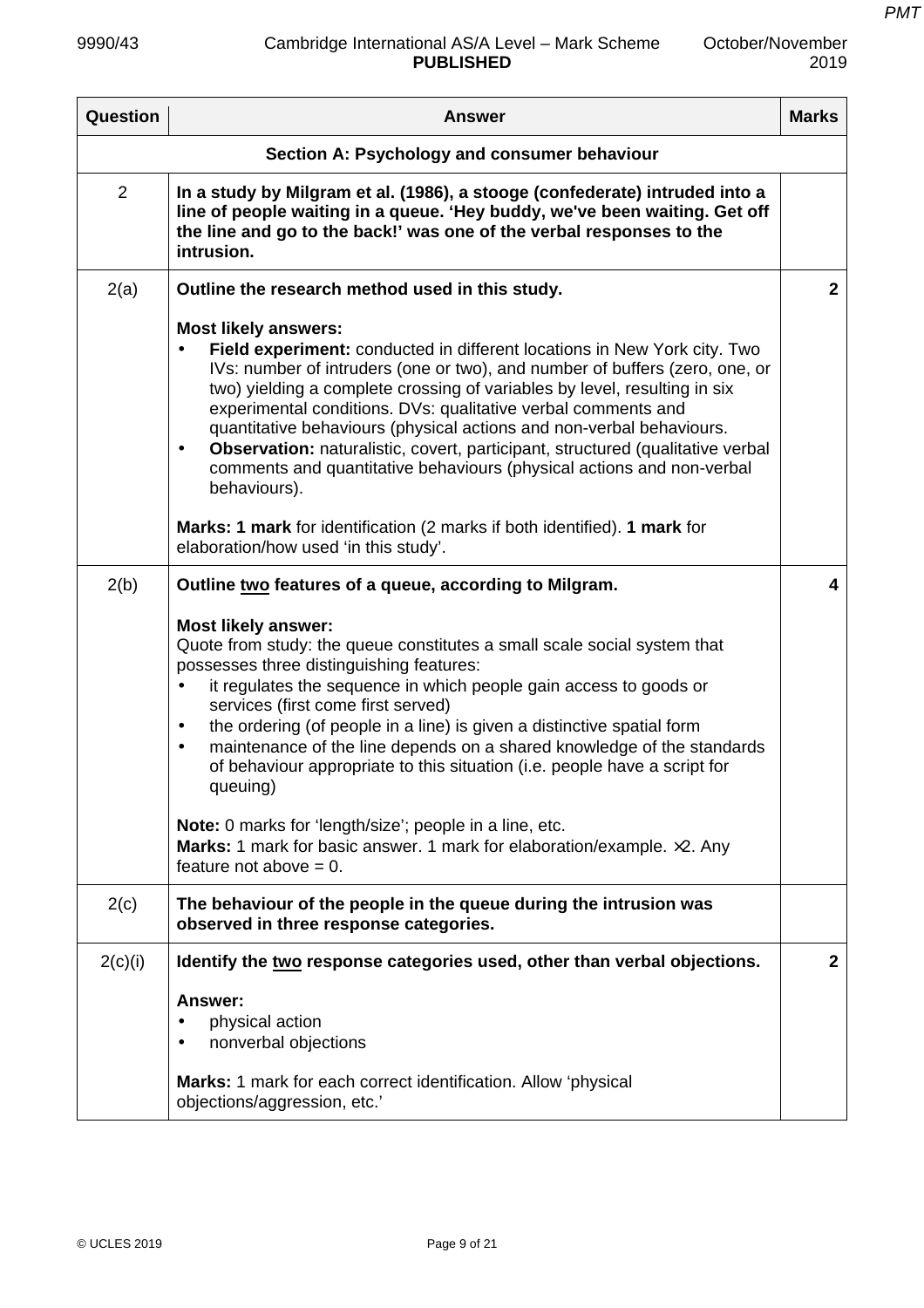| Question | Answer | Marks |
|---|---|---|
| | **Section A: Psychology and consumer behaviour** | |
| 2 | **In a study by Milgram et al. (1986), a stooge (confederate) intruded into a line of people waiting in a queue. 'Hey buddy, we've been waiting. Get off the line and go to the back!' was one of the verbal responses to the intrusion.** | |
| 2(a) | **Outline the research method used in this study.**<br><br>**Most likely answers:**<br>• **Field experiment:** conducted in different locations in New York city. Two IVs: number of intruders (one or two), and number of buffers (zero, one, or two) yielding a complete crossing of variables by level, resulting in six experimental conditions. DVs: qualitative verbal comments and quantitative behaviours (physical actions and non-verbal behaviours.<br>• **Observation:** naturalistic, covert, participant, structured (qualitative verbal comments and quantitative behaviours (physical actions and non-verbal behaviours).<br><br>**Marks: 1 mark** for identification (2 marks if both identified). **1 mark** for elaboration/how used 'in this study'. | **2** |
| 2(b) | **Outline two features of a queue, according to Milgram.**<br><br>**Most likely answer:**<br>Quote from study: the queue constitutes a small scale social system that possesses three distinguishing features:<br>• it regulates the sequence in which people gain access to goods or services (first come first served)<br>• the ordering (of people in a line) is given a distinctive spatial form<br>• maintenance of the line depends on a shared knowledge of the standards of behaviour appropriate to this situation (i.e. people have a script for queuing)<br><br>**Note:** 0 marks for 'length/size'; people in a line, etc.<br>**Marks:** 1 mark for basic answer. 1 mark for elaboration/example. ×2. Any feature not above = 0. | **4** |
| 2(c) | **The behaviour of the people in the queue during the intrusion was observed in three response categories.** | |
| 2(c)(i) | **Identify the two response categories used, other than verbal objections.**<br><br>**Answer:**<br>• physical action<br>• nonverbal objections<br><br>**Marks:** 1 mark for each correct identification. Allow 'physical objections/aggression, etc.' | **2** |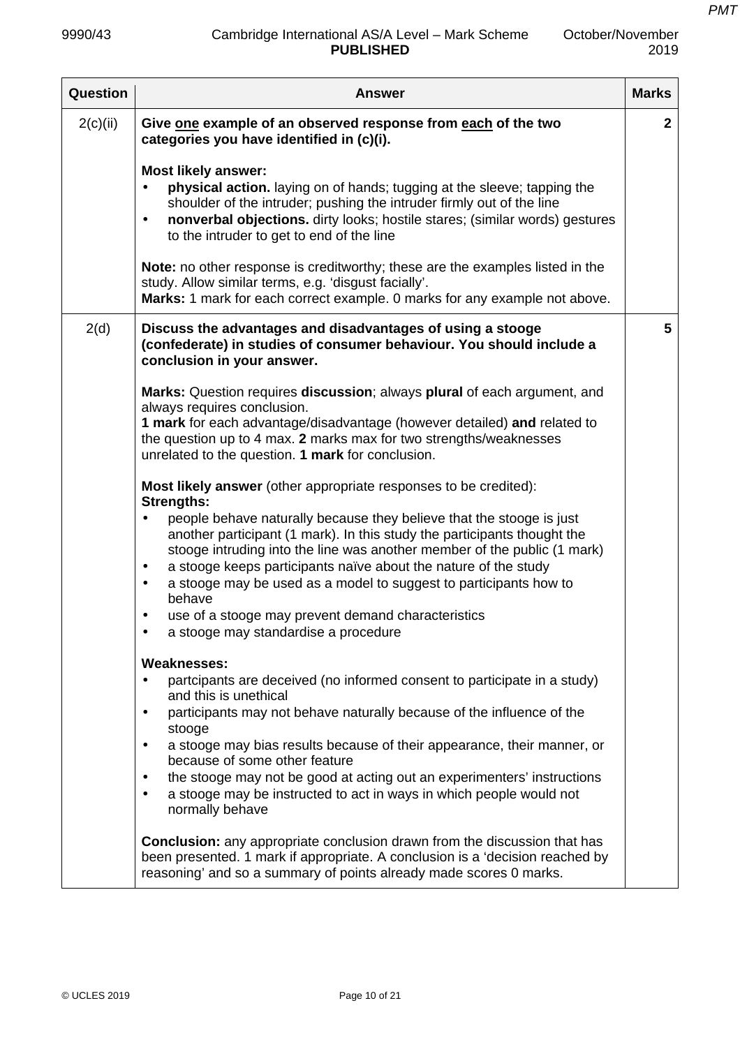| Question | Answer | Marks |
|---|---|---|
| 2(c)(ii) | **Give one example of an observed response from each of the two categories you have identified in (c)(i).**<br><br>**Most likely answer:**<br>• **physical action.** laying on of hands; tugging at the sleeve; tapping the shoulder of the intruder; pushing the intruder firmly out of the line<br>• **nonverbal objections.** dirty looks; hostile stares; (similar words) gestures to the intruder to get to end of the line<br><br>**Note:** no other response is creditworthy; these are the examples listed in the study. Allow similar terms, e.g. 'disgust facially'.<br>**Marks:** 1 mark for each correct example. 0 marks for any example not above. | 2 |
| 2(d) | **Discuss the advantages and disadvantages of using a stooge (confederate) in studies of consumer behaviour. You should include a conclusion in your answer.**<br><br>**Marks:** Question requires **discussion**; always **plural** of each argument, and always requires conclusion.<br>**1 mark** for each advantage/disadvantage (however detailed) **and** related to the question up to 4 max. **2** marks max for two strengths/weaknesses unrelated to the question. **1 mark** for conclusion.<br><br>**Most likely answer** (other appropriate responses to be credited):<br>**Strengths:**<br>• people behave naturally because they believe that the stooge is just another participant (1 mark). In this study the participants thought the stooge intruding into the line was another member of the public (1 mark)<br>• a stooge keeps participants naïve about the nature of the study<br>• a stooge may be used as a model to suggest to participants how to behave<br>• use of a stooge may prevent demand characteristics<br>• a stooge may standardise a procedure<br><br>**Weaknesses:**<br>• partcipants are deceived (no informed consent to participate in a study) and this is unethical<br>• participants may not behave naturally because of the influence of the stooge<br>• a stooge may bias results because of their appearance, their manner, or because of some other feature<br>• the stooge may not be good at acting out an experimenters' instructions<br>• a stooge may be instructed to act in ways in which people would not normally behave<br><br>**Conclusion:** any appropriate conclusion drawn from the discussion that has been presented. 1 mark if appropriate. A conclusion is a 'decision reached by reasoning' and so a summary of points already made scores 0 marks. | 5 |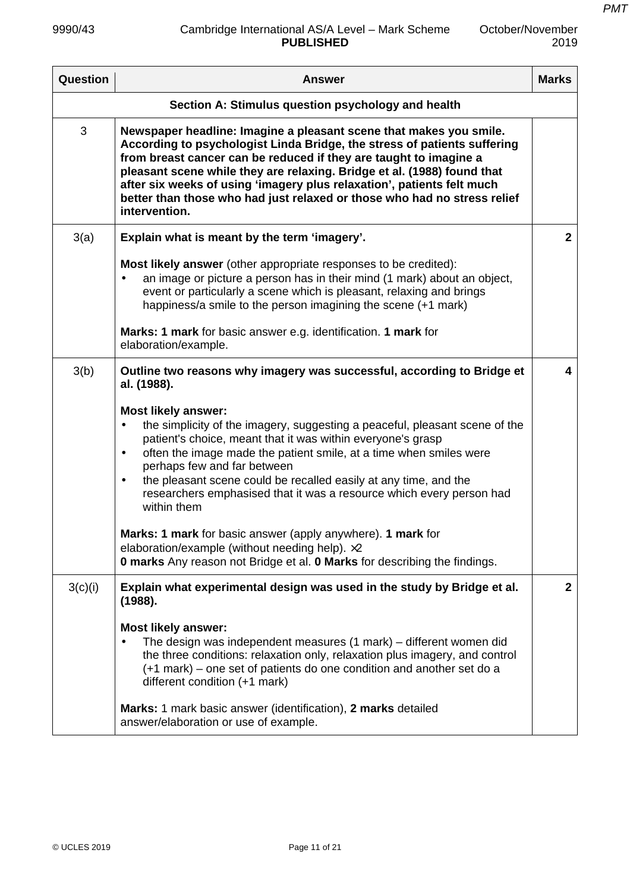| Question | Answer | Marks |
|---|---|---|
| | **Section A: Stimulus question psychology and health** | |
| 3 | **Newspaper headline: Imagine a pleasant scene that makes you smile. According to psychologist Linda Bridge, the stress of patients suffering from breast cancer can be reduced if they are taught to imagine a pleasant scene while they are relaxing. Bridge et al. (1988) found that after six weeks of using 'imagery plus relaxation', patients felt much better than those who had just relaxed or those who had no stress relief intervention.** | |
| 3(a) | **Explain what is meant by the term 'imagery'.**<br><br>**Most likely answer** (other appropriate responses to be credited):<br>• an image or picture a person has in their mind (1 mark) about an object, event or particularly a scene which is pleasant, relaxing and brings happiness/a smile to the person imagining the scene (+1 mark)<br><br>**Marks: 1 mark** for basic answer e.g. identification. **1 mark** for elaboration/example. | **2** |
| 3(b) | **Outline two reasons why imagery was successful, according to Bridge et al. (1988).**<br><br>**Most likely answer:**<br>• the simplicity of the imagery, suggesting a peaceful, pleasant scene of the patient's choice, meant that it was within everyone's grasp<br>• often the image made the patient smile, at a time when smiles were perhaps few and far between<br>• the pleasant scene could be recalled easily at any time, and the researchers emphasised that it was a resource which every person had within them<br><br>**Marks: 1 mark** for basic answer (apply anywhere). **1 mark** for elaboration/example (without needing help). ×2<br>**0 marks** Any reason not Bridge et al. **0 Marks** for describing the findings. | **4** |
| 3(c)(i) | **Explain what experimental design was used in the study by Bridge et al. (1988).**<br><br>**Most likely answer:**<br>• The design was independent measures (1 mark) – different women did the three conditions: relaxation only, relaxation plus imagery, and control (+1 mark) – one set of patients do one condition and another set do a different condition (+1 mark)<br><br>**Marks:** 1 mark basic answer (identification), **2 marks** detailed answer/elaboration or use of example. | **2** |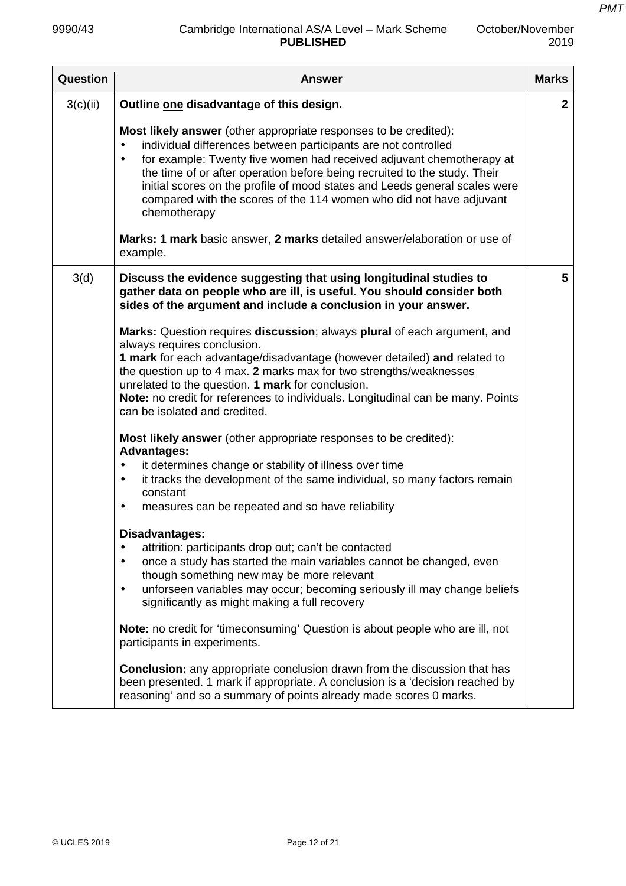| Question | Answer | Marks |
|---|---|---|
| 3(c)(ii) | **Outline one disadvantage of this design.**<br><br>**Most likely answer** (other appropriate responses to be credited):<br>• individual differences between participants are not controlled<br>• for example: Twenty five women had received adjuvant chemotherapy at the time of or after operation before being recruited to the study. Their initial scores on the profile of mood states and Leeds general scales were compared with the scores of the 114 women who did not have adjuvant chemotherapy<br><br>**Marks: 1 mark** basic answer, **2 marks** detailed answer/elaboration or use of example. | **2** |
| 3(d) | **Discuss the evidence suggesting that using longitudinal studies to gather data on people who are ill, is useful. You should consider both sides of the argument and include a conclusion in your answer.**<br><br>**Marks:** Question requires **discussion**; always **plural** of each argument, and always requires conclusion.<br>**1 mark** for each advantage/disadvantage (however detailed) **and** related to the question up to 4 max. **2** marks max for two strengths/weaknesses unrelated to the question. **1 mark** for conclusion.<br>**Note:** no credit for references to individuals. Longitudinal can be many. Points can be isolated and credited.<br><br>**Most likely answer** (other appropriate responses to be credited):<br>**Advantages:**<br>• it determines change or stability of illness over time<br>• it tracks the development of the same individual, so many factors remain constant<br>• measures can be repeated and so have reliability<br><br>**Disadvantages:**<br>• attrition: participants drop out; can't be contacted<br>• once a study has started the main variables cannot be changed, even though something new may be more relevant<br>• unforseen variables may occur; becoming seriously ill may change beliefs significantly as might making a full recovery<br><br>**Note:** no credit for 'timeconsuming' Question is about people who are ill, not participants in experiments.<br><br>**Conclusion:** any appropriate conclusion drawn from the discussion that has been presented. 1 mark if appropriate. A conclusion is a 'decision reached by reasoning' and so a summary of points already made scores 0 marks. | **5** |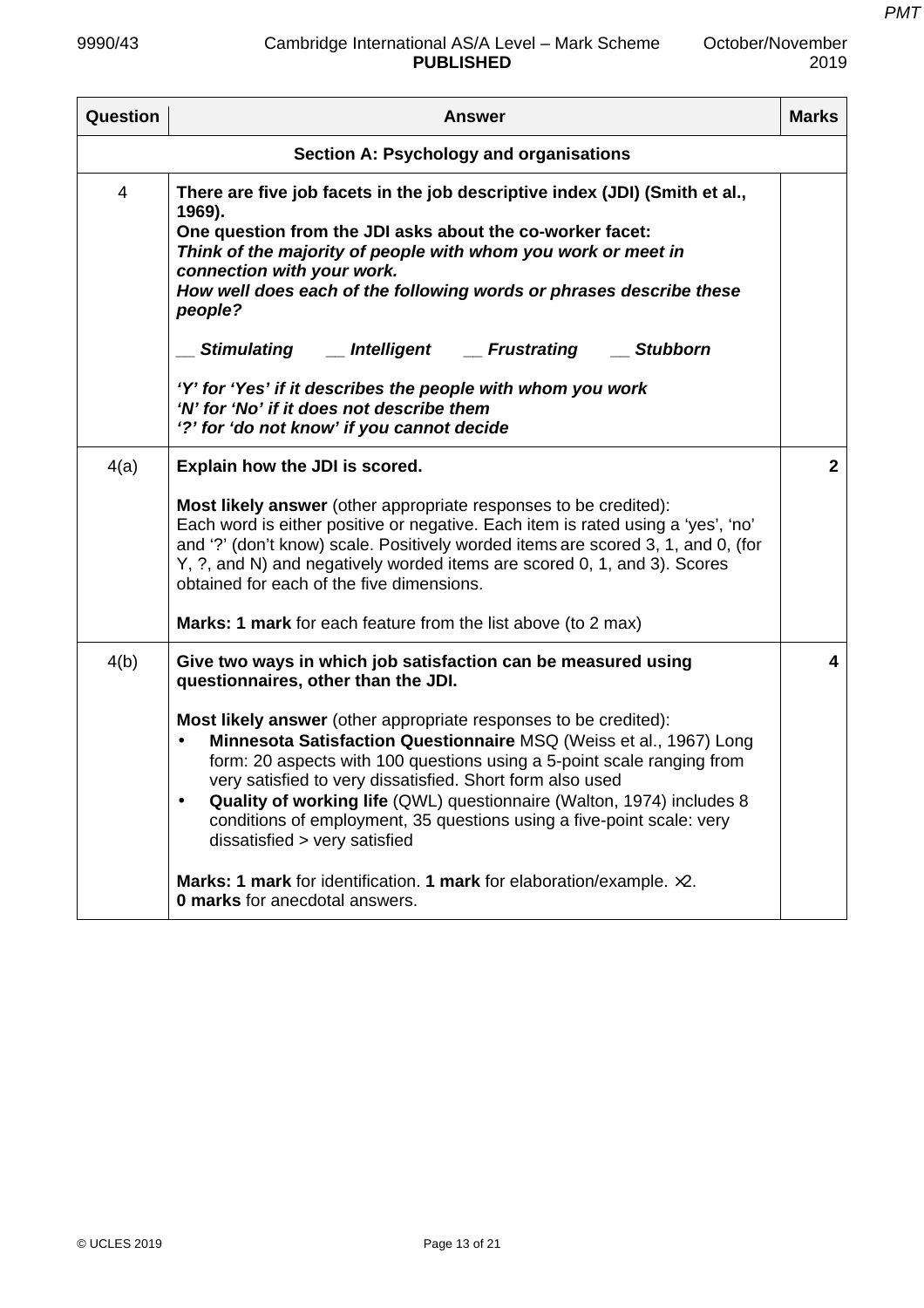| Question | Answer | Marks |
|---|---|---|
| | **Section A: Psychology and organisations** | |
| 4 | **There are five job facets in the job descriptive index (JDI) (Smith et al., 1969).**<br>**One question from the JDI asks about the co-worker facet:**<br>***Think of the majority of people with whom you work or meet in connection with your work.***<br>***How well does each of the following words or phrases describe these people?***<br><br>***__ Stimulating   __ Intelligent   __ Frustrating   __ Stubborn***<br><br>***'Y' for 'Yes' if it describes the people with whom you work***<br>***'N' for 'No' if it does not describe them***<br>***'?' for 'do not know' if you cannot decide*** | |
| 4(a) | **Explain how the JDI is scored.**<br><br>**Most likely answer** (other appropriate responses to be credited):<br>Each word is either positive or negative. Each item is rated using a 'yes', 'no' and '?' (don't know) scale. Positively worded items are scored 3, 1, and 0, (for Y, ?, and N) and negatively worded items are scored 0, 1, and 3). Scores obtained for each of the five dimensions.<br><br>**Marks: 1 mark** for each feature from the list above (to 2 max) | **2** |
| 4(b) | **Give two ways in which job satisfaction can be measured using questionnaires, other than the JDI.**<br><br>**Most likely answer** (other appropriate responses to be credited):<br>• **Minnesota Satisfaction Questionnaire** MSQ (Weiss et al., 1967) Long form: 20 aspects with 100 questions using a 5-point scale ranging from very satisfied to very dissatisfied. Short form also used<br>• **Quality of working life** (QWL) questionnaire (Walton, 1974) includes 8 conditions of employment, 35 questions using a five-point scale: very dissatisfied > very satisfied<br><br>**Marks: 1 mark** for identification. **1 mark** for elaboration/example. ×2.<br>**0 marks** for anecdotal answers. | **4** |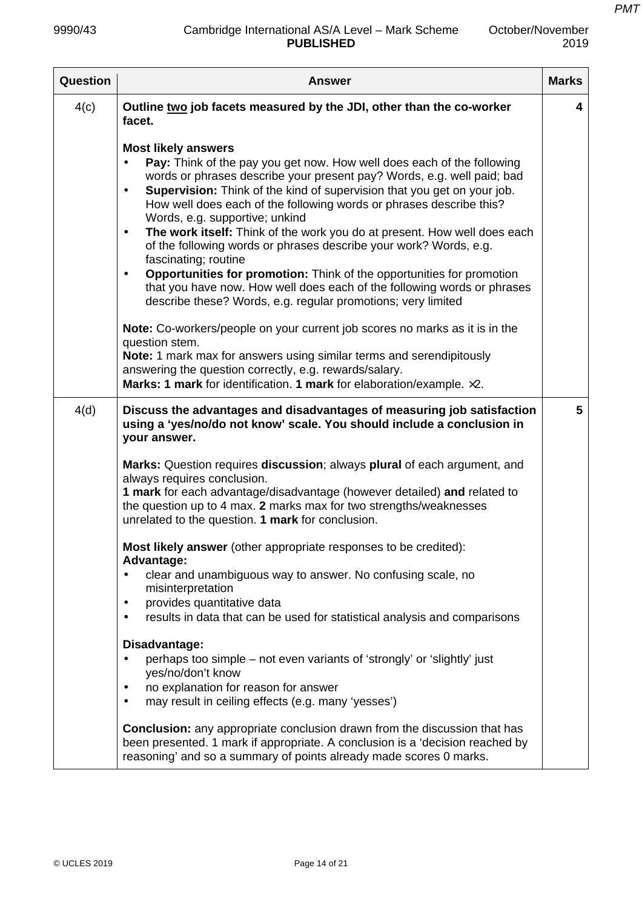| Question | Answer | Marks |
|---|---|---|
| 4(c) | **Outline <u>two</u> job facets measured by the JDI, other than the co-worker facet.**<br><br>**Most likely answers**<br>• **Pay:** Think of the pay you get now. How well does each of the following words or phrases describe your present pay? Words, e.g. well paid; bad<br>• **Supervision:** Think of the kind of supervision that you get on your job. How well does each of the following words or phrases describe this? Words, e.g. supportive; unkind<br>• **The work itself:** Think of the work you do at present. How well does each of the following words or phrases describe your work? Words, e.g. fascinating; routine<br>• **Opportunities for promotion:** Think of the opportunities for promotion that you have now. How well does each of the following words or phrases describe these? Words, e.g. regular promotions; very limited<br><br>**Note:** Co-workers/people on your current job scores no marks as it is in the question stem.<br>**Note:** 1 mark max for answers using similar terms and serendipitously answering the question correctly, e.g. rewards/salary.<br>**Marks: 1 mark** for identification. **1 mark** for elaboration/example. ×2. | 4 |
| 4(d) | **Discuss the advantages and disadvantages of measuring job satisfaction using a 'yes/no/do not know' scale. You should include a conclusion in your answer.**<br><br>**Marks:** Question requires **discussion**; always **plural** of each argument, and always requires conclusion.<br>**1 mark** for each advantage/disadvantage (however detailed) **and** related to the question up to 4 max. **2** marks max for two strengths/weaknesses unrelated to the question. **1 mark** for conclusion.<br><br>**Most likely answer** (other appropriate responses to be credited):<br>**Advantage:**<br>• clear and unambiguous way to answer. No confusing scale, no misinterpretation<br>• provides quantitative data<br>• results in data that can be used for statistical analysis and comparisons<br><br>**Disadvantage:**<br>• perhaps too simple – not even variants of 'strongly' or 'slightly' just yes/no/don't know<br>• no explanation for reason for answer<br>• may result in ceiling effects (e.g. many 'yesses')<br><br>**Conclusion:** any appropriate conclusion drawn from the discussion that has been presented. 1 mark if appropriate. A conclusion is a 'decision reached by reasoning' and so a summary of points already made scores 0 marks. | 5 |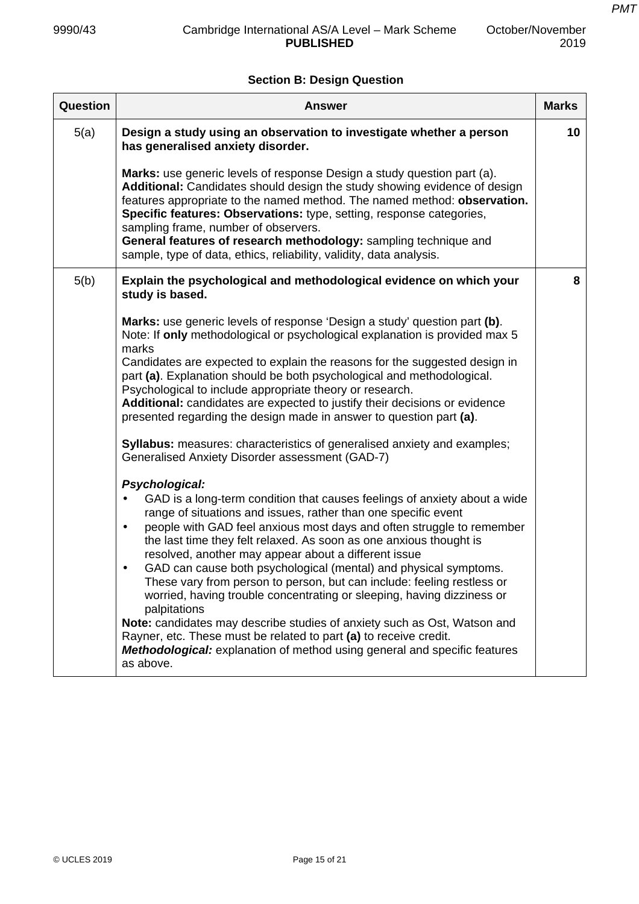## Section B: Design Question

| Question | Answer | Marks |
|---|---|---|
| 5(a) | **Design a study using an observation to investigate whether a person has generalised anxiety disorder.**<br><br>**Marks:** use generic levels of response Design a study question part (a).<br>**Additional:** Candidates should design the study showing evidence of design features appropriate to the named method. The named method: **observation.**<br>**Specific features: Observations:** type, setting, response categories, sampling frame, number of observers.<br>**General features of research methodology:** sampling technique and sample, type of data, ethics, reliability, validity, data analysis. | 10 |
| 5(b) | **Explain the psychological and methodological evidence on which your study is based.**<br><br>**Marks:** use generic levels of response 'Design a study' question part **(b)**.<br>Note: If **only** methodological or psychological explanation is provided max 5 marks<br>Candidates are expected to explain the reasons for the suggested design in part **(a)**. Explanation should be both psychological and methodological. Psychological to include appropriate theory or research.<br>**Additional:** candidates are expected to justify their decisions or evidence presented regarding the design made in answer to question part **(a)**.<br><br>**Syllabus:** measures: characteristics of generalised anxiety and examples; Generalised Anxiety Disorder assessment (GAD-7)<br><br>***Psychological:***<br>• GAD is a long-term condition that causes feelings of anxiety about a wide range of situations and issues, rather than one specific event<br>• people with GAD feel anxious most days and often struggle to remember the last time they felt relaxed. As soon as one anxious thought is resolved, another may appear about a different issue<br>• GAD can cause both psychological (mental) and physical symptoms. These vary from person to person, but can include: feeling restless or worried, having trouble concentrating or sleeping, having dizziness or palpitations<br>**Note:** candidates may describe studies of anxiety such as Ost, Watson and Rayner, etc. These must be related to part **(a)** to receive credit.<br>***Methodological:*** explanation of method using general and specific features as above. | 8 |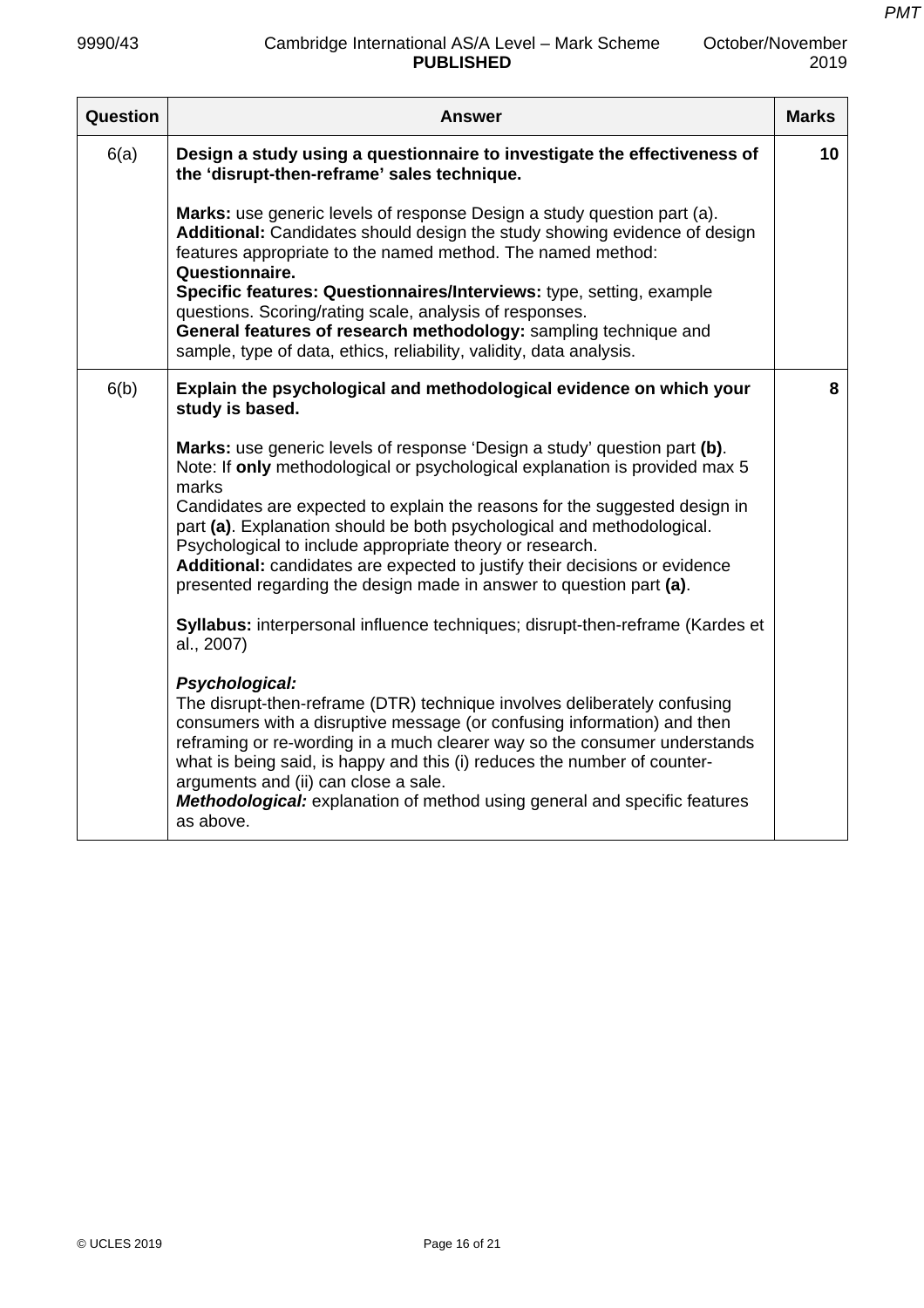| Question | Answer | Marks |
|---|---|---|
| 6(a) | **Design a study using a questionnaire to investigate the effectiveness of the 'disrupt-then-reframe' sales technique.**<br><br>**Marks:** use generic levels of response Design a study question part (a).<br>**Additional:** Candidates should design the study showing evidence of design features appropriate to the named method. The named method: **Questionnaire.**<br>**Specific features: Questionnaires/Interviews:** type, setting, example questions. Scoring/rating scale, analysis of responses.<br>**General features of research methodology:** sampling technique and sample, type of data, ethics, reliability, validity, data analysis. | 10 |
| 6(b) | **Explain the psychological and methodological evidence on which your study is based.**<br><br>**Marks:** use generic levels of response 'Design a study' question part **(b)**.<br>Note: If **only** methodological or psychological explanation is provided max 5 marks<br>Candidates are expected to explain the reasons for the suggested design in part **(a)**. Explanation should be both psychological and methodological. Psychological to include appropriate theory or research.<br>**Additional:** candidates are expected to justify their decisions or evidence presented regarding the design made in answer to question part **(a)**.<br><br>**Syllabus:** interpersonal influence techniques; disrupt-then-reframe (Kardes et al., 2007)<br><br>***Psychological:***<br>The disrupt-then-reframe (DTR) technique involves deliberately confusing consumers with a disruptive message (or confusing information) and then reframing or re-wording in a much clearer way so the consumer understands what is being said, is happy and this (i) reduces the number of counter-arguments and (ii) can close a sale.<br>***Methodological:*** explanation of method using general and specific features as above. | 8 |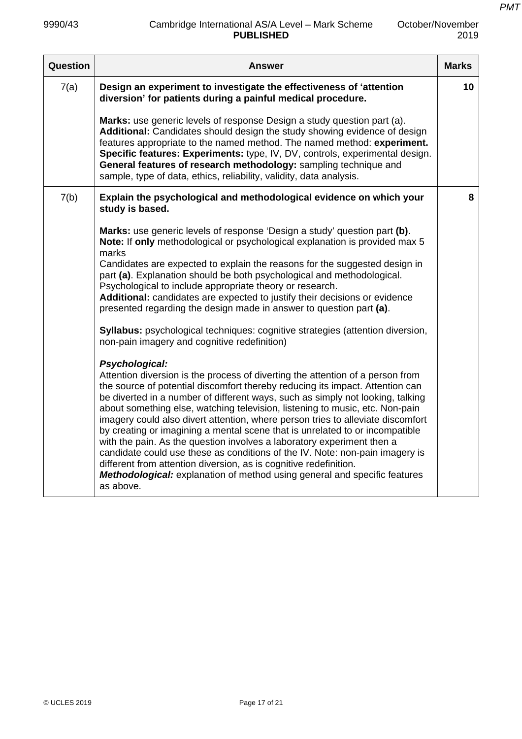| Question | Answer | Marks |
|---|---|---|
| 7(a) | **Design an experiment to investigate the effectiveness of 'attention diversion' for patients during a painful medical procedure.**<br><br>**Marks:** use generic levels of response Design a study question part (a).<br>**Additional:** Candidates should design the study showing evidence of design features appropriate to the named method. The named method: **experiment.**<br>**Specific features: Experiments:** type, IV, DV, controls, experimental design.<br>**General features of research methodology:** sampling technique and sample, type of data, ethics, reliability, validity, data analysis. | 10 |
| 7(b) | **Explain the psychological and methodological evidence on which your study is based.**<br><br>**Marks:** use generic levels of response 'Design a study' question part **(b)**.<br>**Note:** If **only** methodological or psychological explanation is provided max 5 marks<br>Candidates are expected to explain the reasons for the suggested design in part **(a)**. Explanation should be both psychological and methodological. Psychological to include appropriate theory or research.<br>**Additional:** candidates are expected to justify their decisions or evidence presented regarding the design made in answer to question part **(a)**.<br><br>**Syllabus:** psychological techniques: cognitive strategies (attention diversion, non-pain imagery and cognitive redefinition)<br><br>***Psychological:***<br>Attention diversion is the process of diverting the attention of a person from the source of potential discomfort thereby reducing its impact. Attention can be diverted in a number of different ways, such as simply not looking, talking about something else, watching television, listening to music, etc. Non-pain imagery could also divert attention, where person tries to alleviate discomfort by creating or imagining a mental scene that is unrelated to or incompatible with the pain. As the question involves a laboratory experiment then a candidate could use these as conditions of the IV. Note: non-pain imagery is different from attention diversion, as is cognitive redefinition.<br>***Methodological:*** explanation of method using general and specific features as above. | 8 |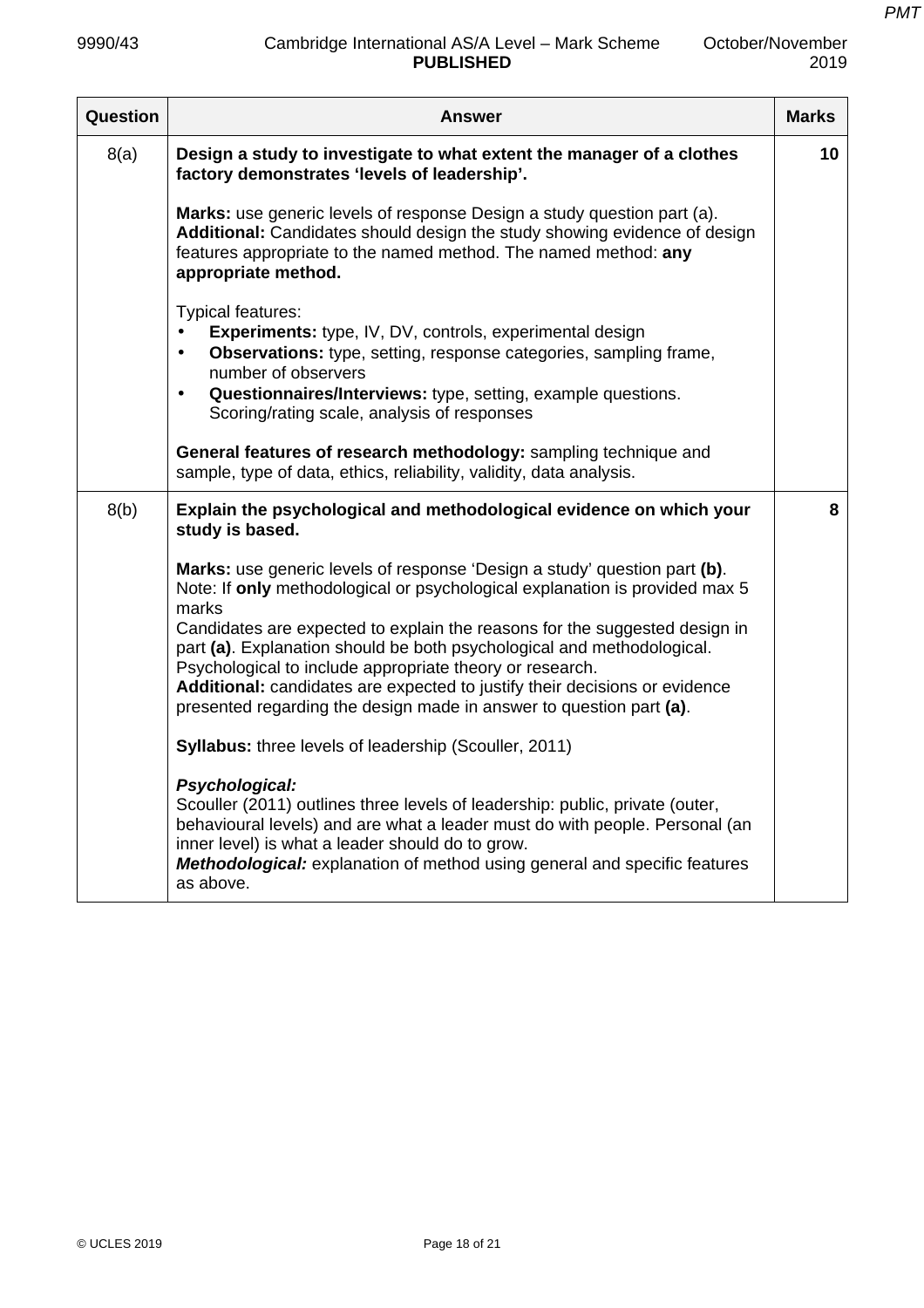| Question | Answer | Marks |
|---|---|---|
| 8(a) | **Design a study to investigate to what extent the manager of a clothes factory demonstrates 'levels of leadership'.**<br><br>**Marks:** use generic levels of response Design a study question part (a).<br>**Additional:** Candidates should design the study showing evidence of design features appropriate to the named method. The named method: **any appropriate method.**<br><br>Typical features:<br>• **Experiments:** type, IV, DV, controls, experimental design<br>• **Observations:** type, setting, response categories, sampling frame, number of observers<br>• **Questionnaires/Interviews:** type, setting, example questions. Scoring/rating scale, analysis of responses<br><br>**General features of research methodology:** sampling technique and sample, type of data, ethics, reliability, validity, data analysis. | 10 |
| 8(b) | **Explain the psychological and methodological evidence on which your study is based.**<br><br>**Marks:** use generic levels of response 'Design a study' question part **(b)**.<br>Note: If **only** methodological or psychological explanation is provided max 5 marks<br>Candidates are expected to explain the reasons for the suggested design in part **(a)**. Explanation should be both psychological and methodological. Psychological to include appropriate theory or research.<br>**Additional:** candidates are expected to justify their decisions or evidence presented regarding the design made in answer to question part **(a)**.<br><br>**Syllabus:** three levels of leadership (Scouller, 2011)<br><br>***Psychological:***<br>Scouller (2011) outlines three levels of leadership: public, private (outer, behavioural levels) and are what a leader must do with people. Personal (an inner level) is what a leader should do to grow.<br>***Methodological:*** explanation of method using general and specific features as above. | 8 |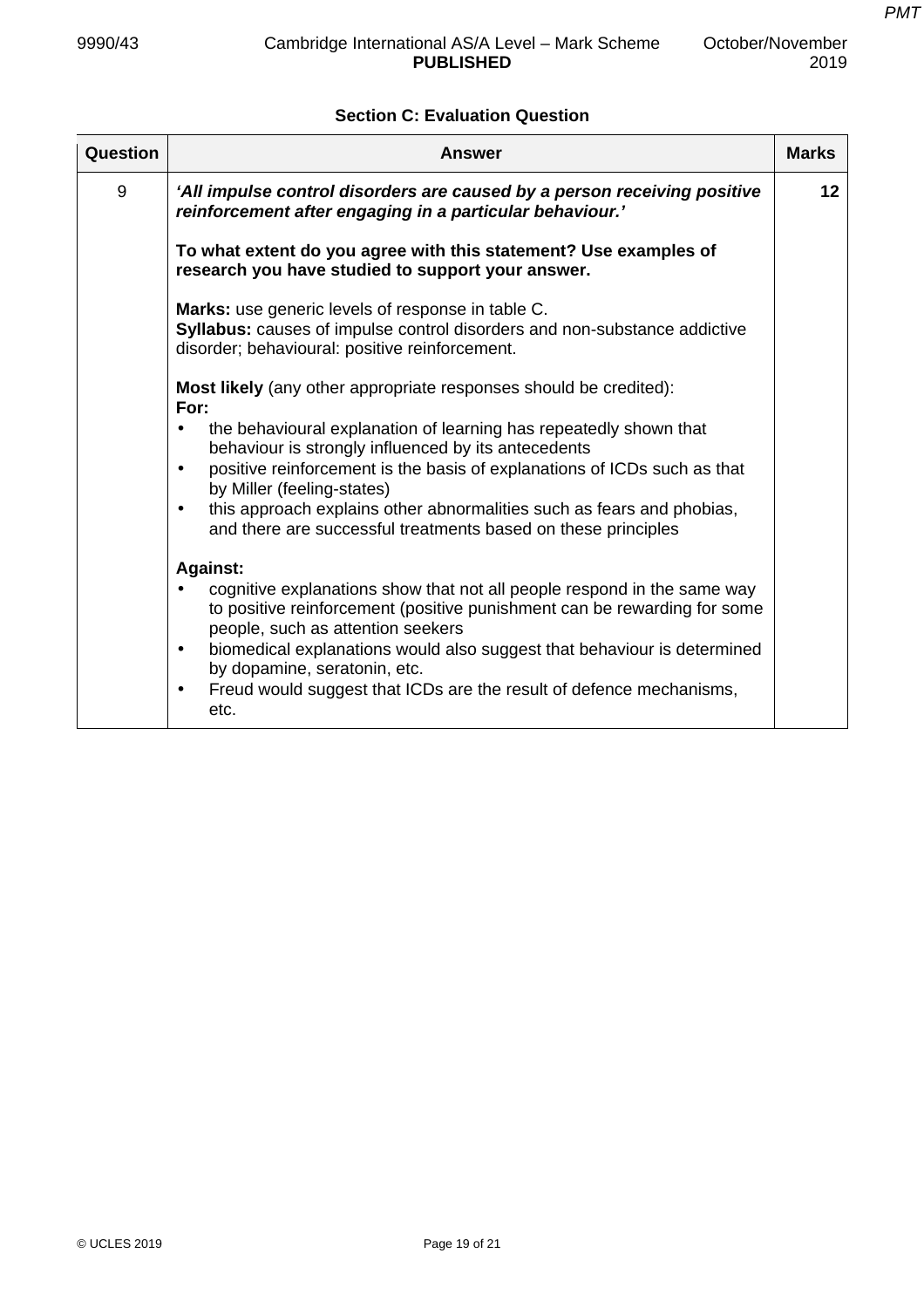## Section C: Evaluation Question

| Question | Answer | Marks |
|---|---|---|
| 9 | ***'All impulse control disorders are caused by a person receiving positive reinforcement after engaging in a particular behaviour.'***<br><br>**To what extent do you agree with this statement? Use examples of research you have studied to support your answer.**<br><br>**Marks:** use generic levels of response in table C.<br>**Syllabus:** causes of impulse control disorders and non-substance addictive disorder; behavioural: positive reinforcement.<br><br>**Most likely** (any other appropriate responses should be credited):<br>**For:**<br>• the behavioural explanation of learning has repeatedly shown that behaviour is strongly influenced by its antecedents<br>• positive reinforcement is the basis of explanations of ICDs such as that by Miller (feeling-states)<br>• this approach explains other abnormalities such as fears and phobias, and there are successful treatments based on these principles<br><br>**Against:**<br>• cognitive explanations show that not all people respond in the same way to positive reinforcement (positive punishment can be rewarding for some people, such as attention seekers<br>• biomedical explanations would also suggest that behaviour is determined by dopamine, seratonin, etc.<br>• Freud would suggest that ICDs are the result of defence mechanisms, etc. | 12 |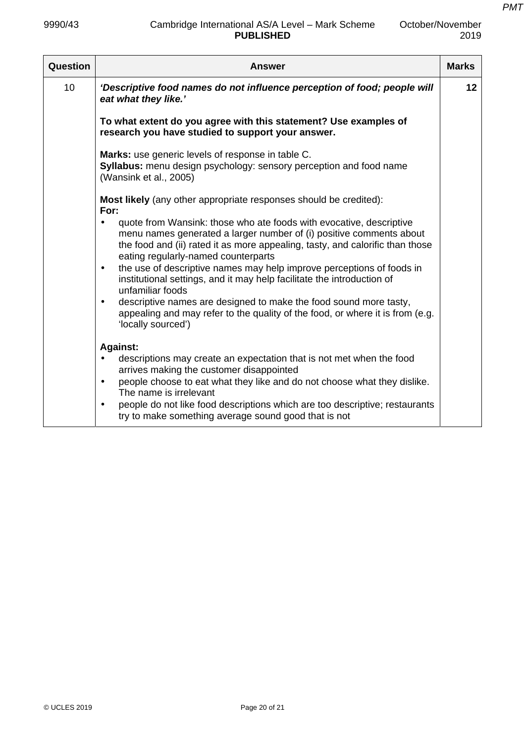| Question | Answer | Marks |
|---|---|---|
| 10 | ***'Descriptive food names do not influence perception of food; people will eat what they like.'***<br><br>**To what extent do you agree with this statement? Use examples of research you have studied to support your answer.**<br><br>**Marks:** use generic levels of response in table C.<br>**Syllabus:** menu design psychology: sensory perception and food name (Wansink et al., 2005)<br><br>**Most likely** (any other appropriate responses should be credited):<br>**For:**<br>• quote from Wansink: those who ate foods with evocative, descriptive menu names generated a larger number of (i) positive comments about the food and (ii) rated it as more appealing, tasty, and calorific than those eating regularly-named counterparts<br>• the use of descriptive names may help improve perceptions of foods in institutional settings, and it may help facilitate the introduction of unfamiliar foods<br>• descriptive names are designed to make the food sound more tasty, appealing and may refer to the quality of the food, or where it is from (e.g. 'locally sourced')<br><br>**Against:**<br>• descriptions may create an expectation that is not met when the food arrives making the customer disappointed<br>• people choose to eat what they like and do not choose what they dislike. The name is irrelevant<br>• people do not like food descriptions which are too descriptive; restaurants try to make something average sound good that is not | 12 |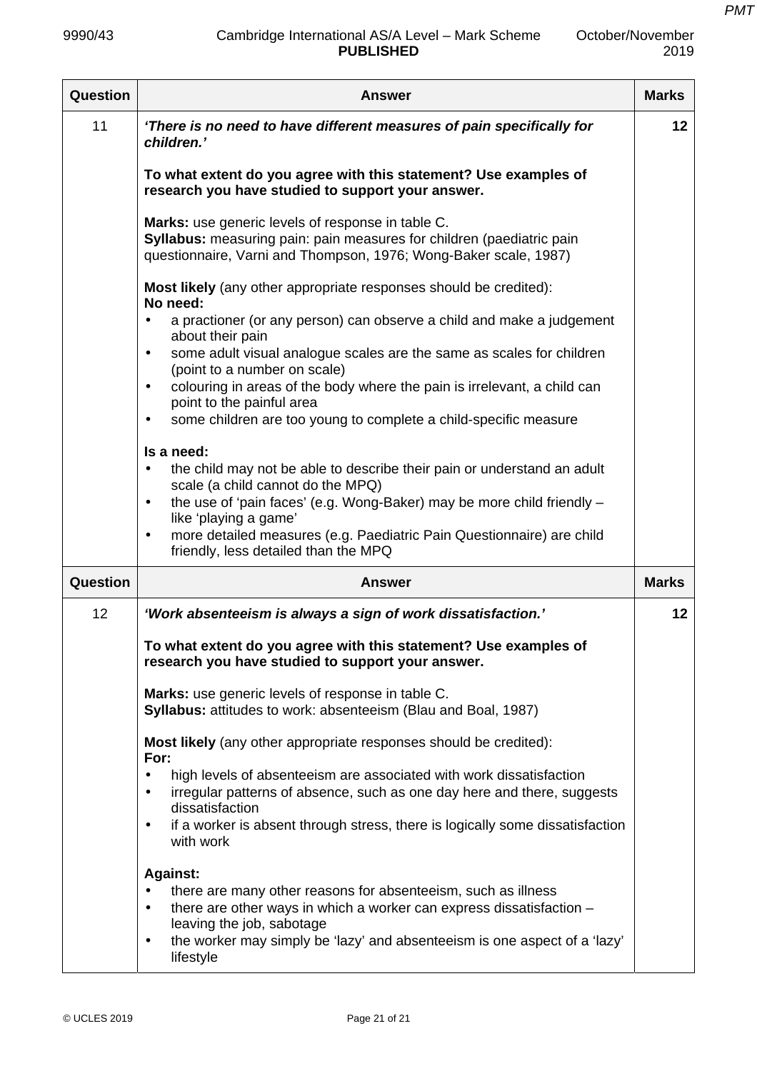| Question | Answer | Marks |
|---|---|---|
| 11 | ***'There is no need to have different measures of pain specifically for children.'***<br><br>**To what extent do you agree with this statement? Use examples of research you have studied to support your answer.**<br><br>**Marks:** use generic levels of response in table C.<br>**Syllabus:** measuring pain: pain measures for children (paediatric pain questionnaire, Varni and Thompson, 1976; Wong-Baker scale, 1987)<br><br>**Most likely** (any other appropriate responses should be credited):<br>**No need:**<br>• a practioner (or any person) can observe a child and make a judgement about their pain<br>• some adult visual analogue scales are the same as scales for children (point to a number on scale)<br>• colouring in areas of the body where the pain is irrelevant, a child can point to the painful area<br>• some children are too young to complete a child-specific measure<br><br>**Is a need:**<br>• the child may not be able to describe their pain or understand an adult scale (a child cannot do the MPQ)<br>• the use of 'pain faces' (e.g. Wong-Baker) may be more child friendly – like 'playing a game'<br>• more detailed measures (e.g. Paediatric Pain Questionnaire) are child friendly, less detailed than the MPQ | 12 |

| Question | Answer | Marks |
|---|---|---|
| 12 | ***'Work absenteeism is always a sign of work dissatisfaction.'***<br><br>**To what extent do you agree with this statement? Use examples of research you have studied to support your answer.**<br><br>**Marks:** use generic levels of response in table C.<br>**Syllabus:** attitudes to work: absenteeism (Blau and Boal, 1987)<br><br>**Most likely** (any other appropriate responses should be credited):<br>**For:**<br>• high levels of absenteeism are associated with work dissatisfaction<br>• irregular patterns of absence, such as one day here and there, suggests dissatisfaction<br>• if a worker is absent through stress, there is logically some dissatisfaction with work<br><br>**Against:**<br>• there are many other reasons for absenteeism, such as illness<br>• there are other ways in which a worker can express dissatisfaction – leaving the job, sabotage<br>• the worker may simply be 'lazy' and absenteeism is one aspect of a 'lazy' lifestyle | 12 |